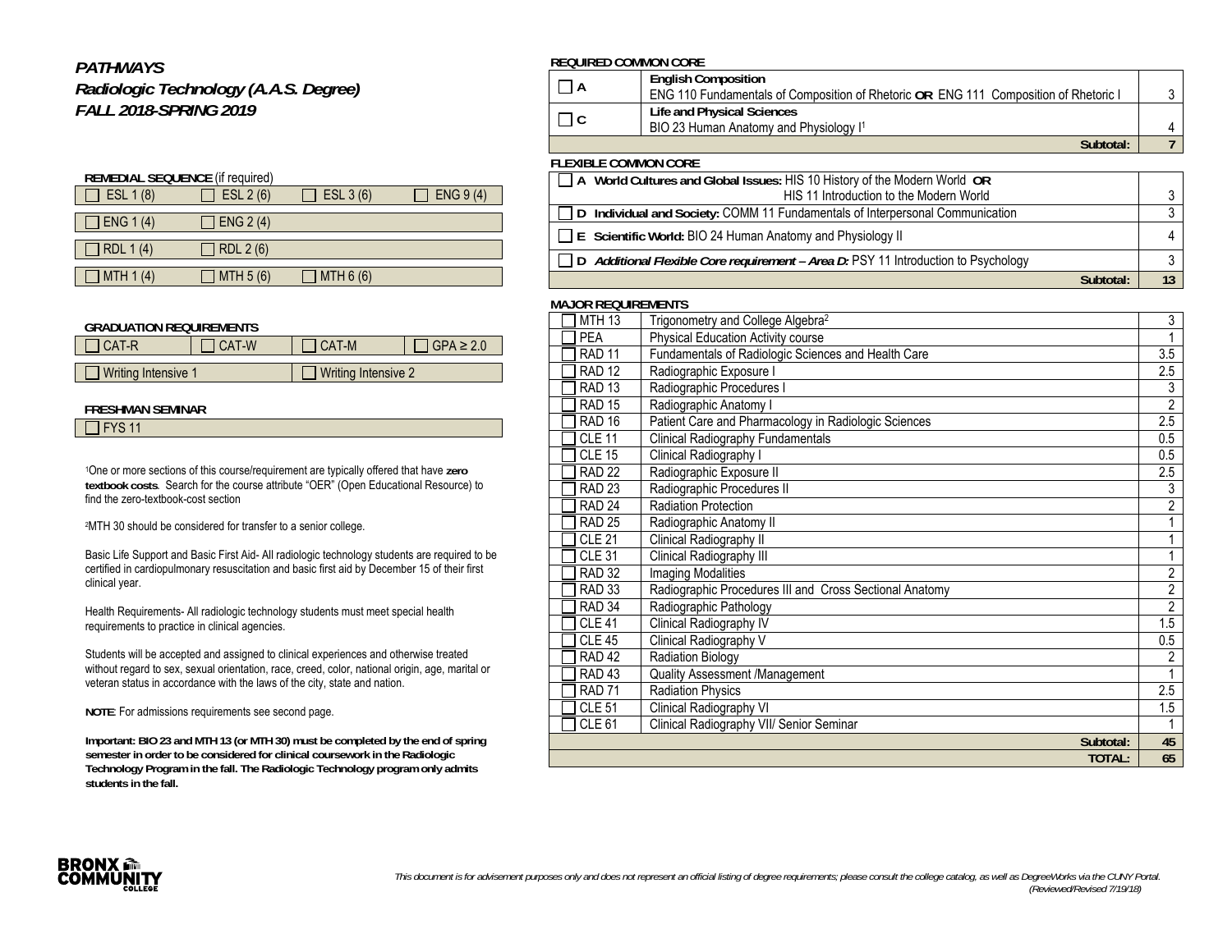# *PATHWAYS*
## *Radiologic Technology (A.A.S. Degree)*
## *FALL 2018-SPRING 2019*

**REMEDIAL SEQUENCE** (if required)

| | | | |
|---|---|---|---|
| ☐ ESL 1 (8) | ☐ ESL 2 (6) | ☐ ESL 3 (6) | ☐ ENG 9 (4) |
| ☐ ENG 1 (4) | ☐ ENG 2 (4) | | |
| ☐ RDL 1 (4) | ☐ RDL 2 (6) | | |
| ☐ MTH 1 (4) | ☐ MTH 5 (6) | ☐ MTH 6 (6) | |

**GRADUATION REQUIREMENTS**

| | | | |
|---|---|---|---|
| ☐ CAT-R | ☐ CAT-W | ☐ CAT-M | ☐ GPA ≥ 2.0 |
| ☐ Writing Intensive 1 | | ☐ Writing Intensive 2 | |

**FRESHMAN SEMINAR**

☐ FYS 11

[1]One or more sections of this course/requirement are typically offered that have **zero textbook costs**. Search for the course attribute "OER" (Open Educational Resource) to find the zero-textbook-cost section

[2]MTH 30 should be considered for transfer to a senior college.

Basic Life Support and Basic First Aid- All radiologic technology students are required to be certified in cardiopulmonary resuscitation and basic first aid by December 15 of their first clinical year.

Health Requirements- All radiologic technology students must meet special health requirements to practice in clinical agencies.

Students will be accepted and assigned to clinical experiences and otherwise treated without regard to sex, sexual orientation, race, creed, color, national origin, age, marital or veteran status in accordance with the laws of the city, state and nation.

**NOTE**: For admissions requirements see second page.

**Important: BIO 23 and MTH 13 (or MTH 30) must be completed by the end of spring semester in order to be considered for clinical coursework in the Radiologic Technology Program in the fall. The Radiologic Technology program only admits students in the fall.**

**REQUIRED COMMON CORE**

| | | |
|---|---|---|
| ☐ **A** | **English Composition**<br>ENG 110 Fundamentals of Composition of Rhetoric **OR** ENG 111 Composition of Rhetoric I | 3 |
| ☐ **C** | **Life and Physical Sciences**<br>BIO 23 Human Anatomy and Physiology I[1] | 4 |
| | **Subtotal:** | **7** |

**FLEXIBLE COMMON CORE**

| | |
|---|---|
| ☐ **A World Cultures and Global Issues:** HIS 10 History of the Modern World **OR** HIS 11 Introduction to the Modern World | 3 |
| ☐ **D Individual and Society:** COMM 11 Fundamentals of Interpersonal Communication | 3 |
| ☐ **E Scientific World:** BIO 24 Human Anatomy and Physiology II | 4 |
| ☐ **D** ***Additional Flexible Core requirement – Area D:*** PSY 11 Introduction to Psychology | 3 |
| **Subtotal:** | **13** |

**MAJOR REQUIREMENTS**

| | | |
|---|---|---|
| ☐ MTH 13 | Trigonometry and College Algebra[2] | 3 |
| ☐ PEA | Physical Education Activity course | 1 |
| ☐ RAD 11 | Fundamentals of Radiologic Sciences and Health Care | 3.5 |
| ☐ RAD 12 | Radiographic Exposure I | 2.5 |
| ☐ RAD 13 | Radiographic Procedures I | 3 |
| ☐ RAD 15 | Radiographic Anatomy I | 2 |
| ☐ RAD 16 | Patient Care and Pharmacology in Radiologic Sciences | 2.5 |
| ☐ CLE 11 | Clinical Radiography Fundamentals | 0.5 |
| ☐ CLE 15 | Clinical Radiography I | 0.5 |
| ☐ RAD 22 | Radiographic Exposure II | 2.5 |
| ☐ RAD 23 | Radiographic Procedures II | 3 |
| ☐ RAD 24 | Radiation Protection | 2 |
| ☐ RAD 25 | Radiographic Anatomy II | 1 |
| ☐ CLE 21 | Clinical Radiography II | 1 |
| ☐ CLE 31 | Clinical Radiography III | 1 |
| ☐ RAD 32 | Imaging Modalities | 2 |
| ☐ RAD 33 | Radiographic Procedures III and Cross Sectional Anatomy | 2 |
| ☐ RAD 34 | Radiographic Pathology | 2 |
| ☐ CLE 41 | Clinical Radiography IV | 1.5 |
| ☐ CLE 45 | Clinical Radiography V | 0.5 |
| ☐ RAD 42 | Radiation Biology | 2 |
| ☐ RAD 43 | Quality Assessment /Management | 1 |
| ☐ RAD 71 | Radiation Physics | 2.5 |
| ☐ CLE 51 | Clinical Radiography VI | 1.5 |
| ☐ CLE 61 | Clinical Radiography VII/ Senior Seminar | 1 |
| | **Subtotal:** | **45** |
| | **TOTAL:** | **65** |

*This document is for advisement purposes only and does not represent an official listing of degree requirements; please consult the college catalog, as well as DegreeWorks via the CUNY Portal.*
*(Reviewed/Revised 7/19/18)*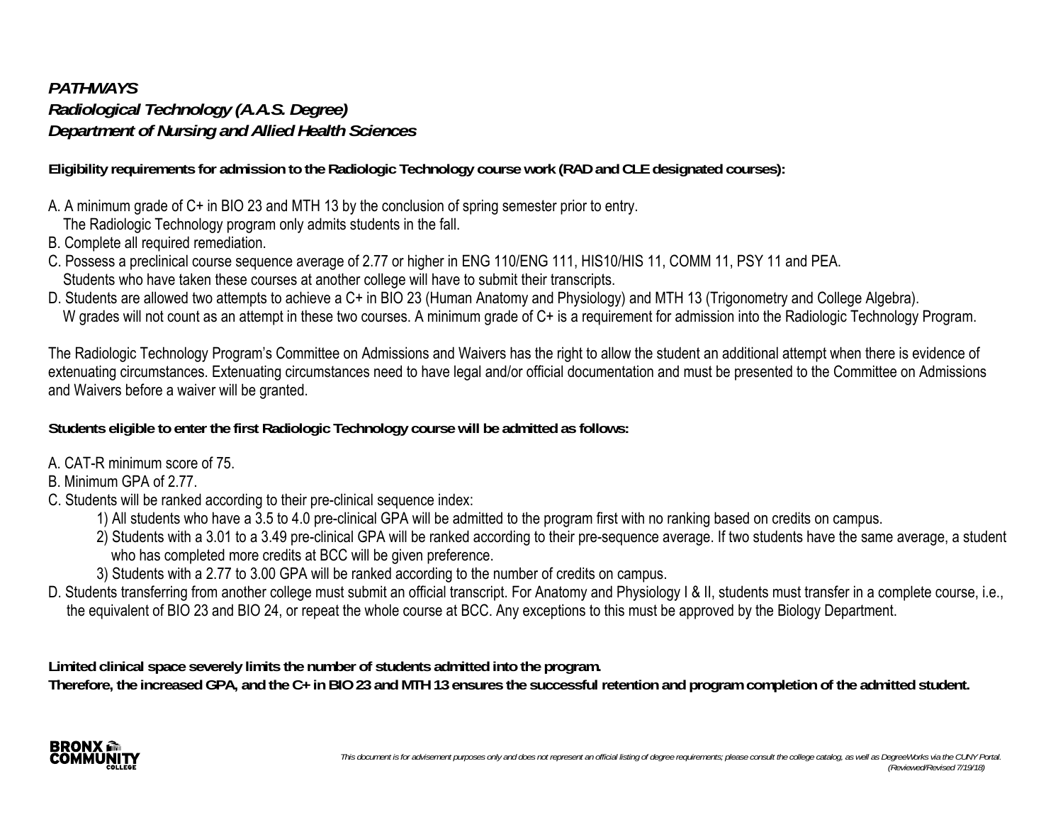***PATHWAYS***
***Radiological Technology (A.A.S. Degree)***
***Department of Nursing and Allied Health Sciences***

**Eligibility requirements for admission to the Radiologic Technology course work (RAD and CLE designated courses):**

A. A minimum grade of C+ in BIO 23 and MTH 13 by the conclusion of spring semester prior to entry.
The Radiologic Technology program only admits students in the fall.
B. Complete all required remediation.
C. Possess a preclinical course sequence average of 2.77 or higher in ENG 110/ENG 111, HIS10/HIS 11, COMM 11, PSY 11 and PEA.
Students who have taken these courses at another college will have to submit their transcripts.
D. Students are allowed two attempts to achieve a C+ in BIO 23 (Human Anatomy and Physiology) and MTH 13 (Trigonometry and College Algebra).
W grades will not count as an attempt in these two courses. A minimum grade of C+ is a requirement for admission into the Radiologic Technology Program.

The Radiologic Technology Program's Committee on Admissions and Waivers has the right to allow the student an additional attempt when there is evidence of extenuating circumstances. Extenuating circumstances need to have legal and/or official documentation and must be presented to the Committee on Admissions and Waivers before a waiver will be granted.

**Students eligible to enter the first Radiologic Technology course will be admitted as follows:**

A. CAT-R minimum score of 75.
B. Minimum GPA of 2.77.
C. Students will be ranked according to their pre-clinical sequence index:
1) All students who have a 3.5 to 4.0 pre-clinical GPA will be admitted to the program first with no ranking based on credits on campus.
2) Students with a 3.01 to a 3.49 pre-clinical GPA will be ranked according to their pre-sequence average. If two students have the same average, a student who has completed more credits at BCC will be given preference.
3) Students with a 2.77 to 3.00 GPA will be ranked according to the number of credits on campus.
D. Students transferring from another college must submit an official transcript. For Anatomy and Physiology I & II, students must transfer in a complete course, i.e., the equivalent of BIO 23 and BIO 24, or repeat the whole course at BCC. Any exceptions to this must be approved by the Biology Department.

**Limited clinical space severely limits the number of students admitted into the program.**
**Therefore, the increased GPA, and the C+ in BIO 23 and MTH 13 ensures the successful retention and program completion of the admitted student.**

BRONX COMMUNITY COLLEGE

*This document is for advisement purposes only and does not represent an official listing of degree requirements; please consult the college catalog, as well as DegreeWorks via the CUNY Portal.*
*(Reviewed/Revised 7/19/18)*